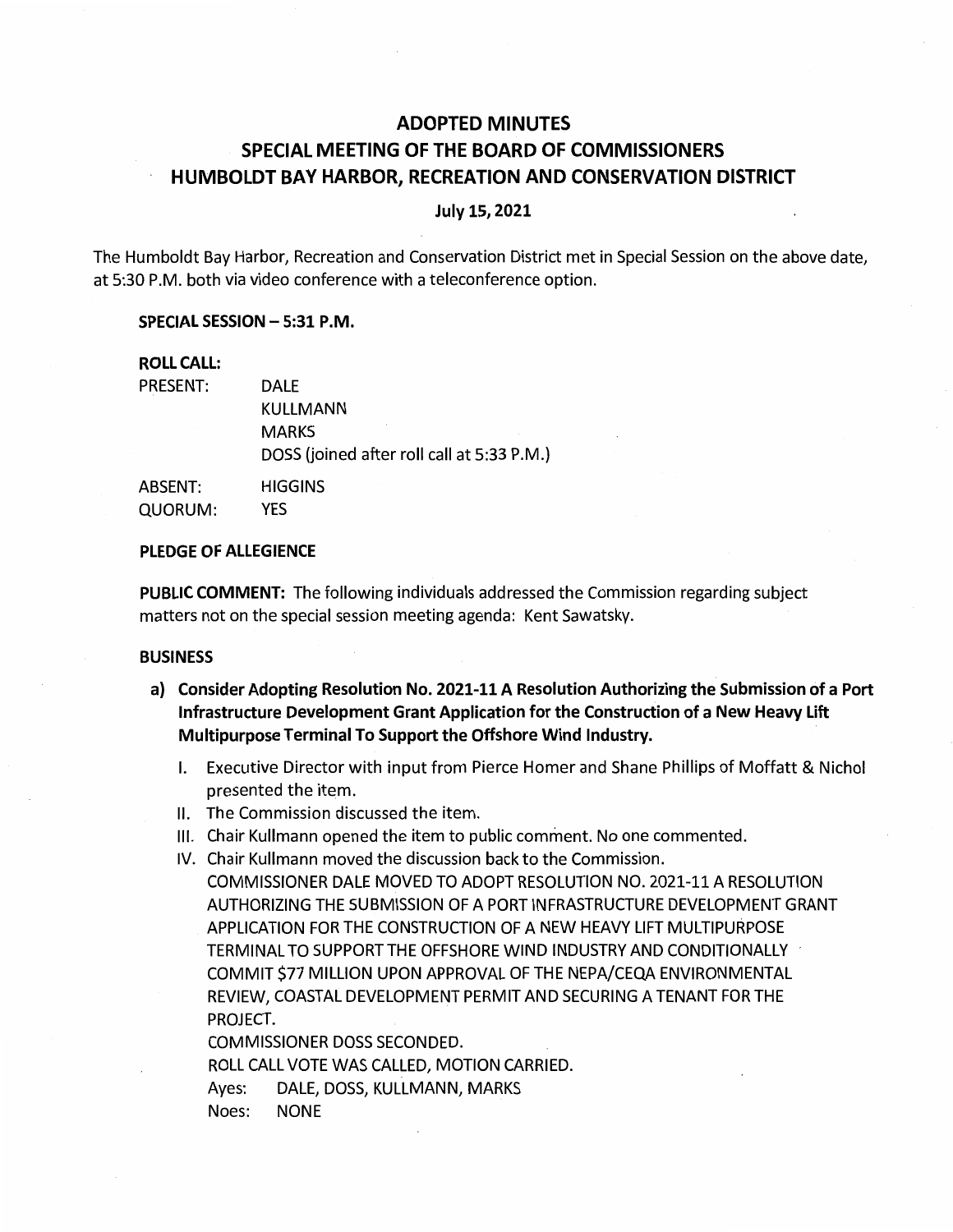# ADOPTED MINUTES
# SPECIAL MEETING OF THE BOARD OF COMMISSIONERS
# HUMBOLDT BAY HARBOR, RECREATION AND CONSERVATION DISTRICT

**July 15, 2021**

The Humboldt Bay Harbor, Recreation and Conservation District met in Special Session on the above date, at 5:30 P.M. both via video conference with a teleconference option.

**SPECIAL SESSION – 5:31 P.M.**

**ROLL CALL:**

| | |
|---|---|
| PRESENT: | DALE |
| | KULLMANN |
| | MARKS |
| | DOSS (joined after roll call at 5:33 P.M.) |
| ABSENT: | HIGGINS |
| QUORUM: | YES |

**PLEDGE OF ALLEGIENCE**

**PUBLIC COMMENT:** The following individuals addressed the Commission regarding subject matters not on the special session meeting agenda: Kent Sawatsky.

**BUSINESS**

a) **Consider Adopting Resolution No. 2021-11 A Resolution Authorizing the Submission of a Port Infrastructure Development Grant Application for the Construction of a New Heavy Lift Multipurpose Terminal To Support the Offshore Wind Industry.**

   I. Executive Director with input from Pierce Homer and Shane Phillips of Moffatt & Nichol presented the item.

   II. The Commission discussed the item.

   III. Chair Kullmann opened the item to public comment. No one commented.

   IV. Chair Kullmann moved the discussion back to the Commission.

   COMMISSIONER DALE MOVED TO ADOPT RESOLUTION NO. 2021-11 A RESOLUTION AUTHORIZING THE SUBMISSION OF A PORT INFRASTRUCTURE DEVELOPMENT GRANT APPLICATION FOR THE CONSTRUCTION OF A NEW HEAVY LIFT MULTIPURPOSE TERMINAL TO SUPPORT THE OFFSHORE WIND INDUSTRY AND CONDITIONALLY COMMIT $77 MILLION UPON APPROVAL OF THE NEPA/CEQA ENVIRONMENTAL REVIEW, COASTAL DEVELOPMENT PERMIT AND SECURING A TENANT FOR THE PROJECT.

   COMMISSIONER DOSS SECONDED.

   ROLL CALL VOTE WAS CALLED, MOTION CARRIED.

   Ayes: DALE, DOSS, KULLMANN, MARKS

   Noes: NONE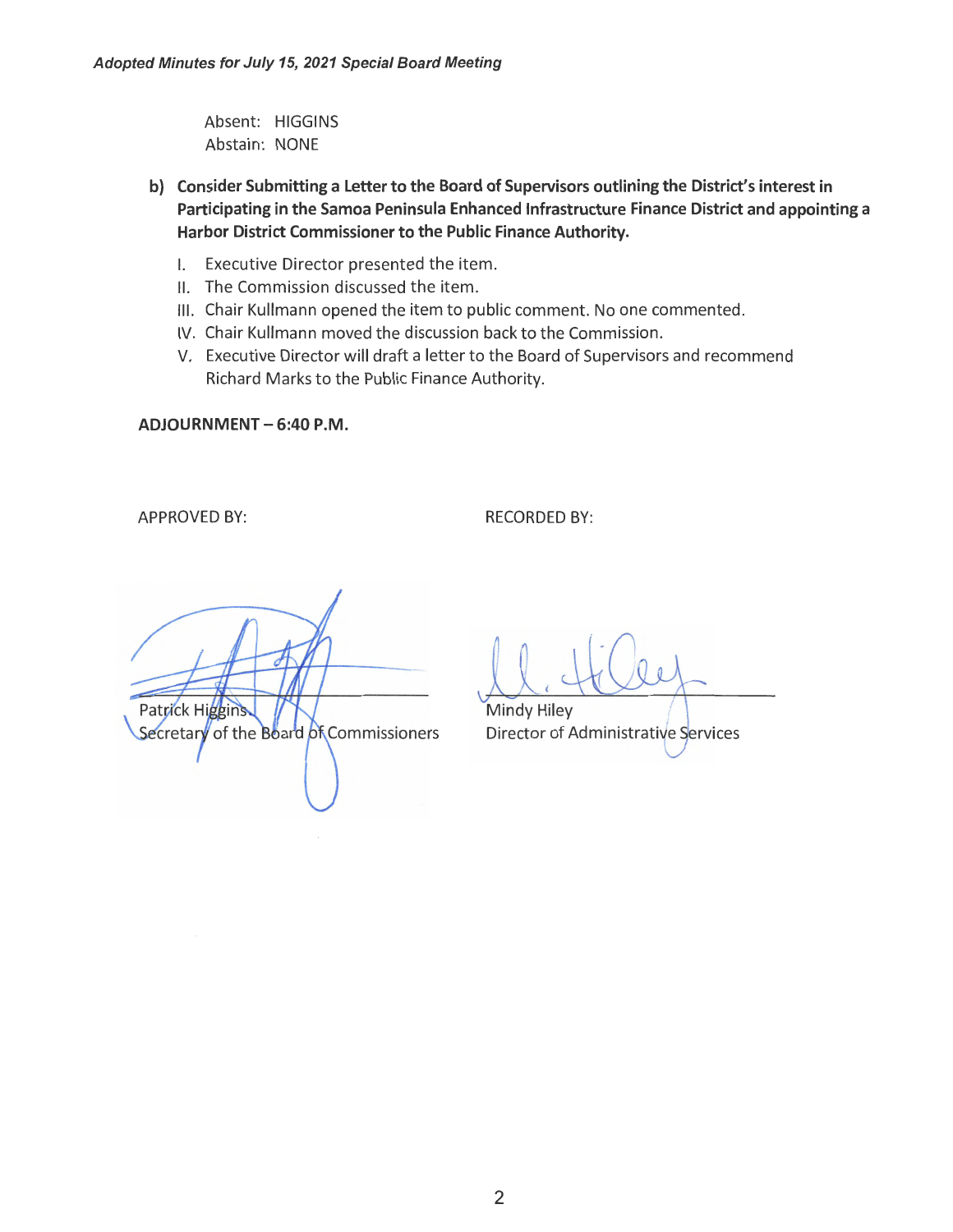Absent: HIGGINS
Abstain: NONE

**b) Consider Submitting a Letter to the Board of Supervisors outlining the District's interest in Participating in the Samoa Peninsula Enhanced Infrastructure Finance District and appointing a Harbor District Commissioner to the Public Finance Authority.**

I. Executive Director presented the item.
II. The Commission discussed the item.
III. Chair Kullmann opened the item to public comment. No one commented.
IV. Chair Kullmann moved the discussion back to the Commission.
V. Executive Director will draft a letter to the Board of Supervisors and recommend Richard Marks to the Public Finance Authority.

**ADJOURNMENT – 6:40 P.M.**

APPROVED BY:

Patrick Higgins
Secretary of the Board of Commissioners

RECORDED BY:

Mindy Hiley
Director of Administrative Services